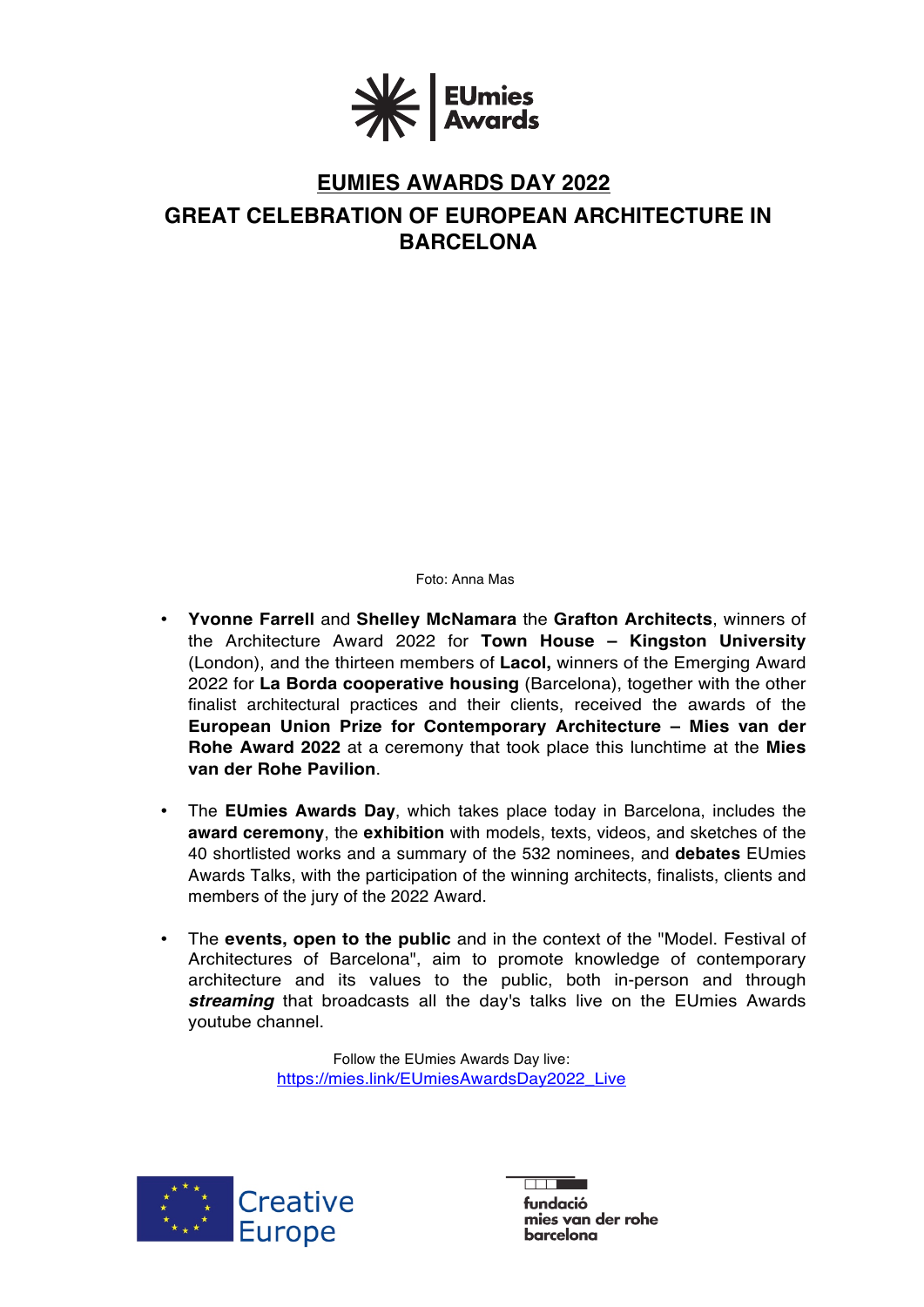# EUMIES AWARDS DAY 2022

## GREAT CELEBRATION OF EUROPEAN ARCHITECTURE IN BARCELONA

Foto: Anna Mas

- **Yvonne Farrell** and **Shelley McNamara** the **Grafton Architects**, winners of the Architecture Award 2022 for **Town House – Kingston University** (London), and the thirteen members of **Lacol,** winners of the Emerging Award 2022 for **La Borda cooperative housing** (Barcelona), together with the other finalist architectural practices and their clients, received the awards of the **European Union Prize for Contemporary Architecture – Mies van der Rohe Award 2022** at a ceremony that took place this lunchtime at the **Mies van der Rohe Pavilion**.

- The **EUmies Awards Day**, which takes place today in Barcelona, includes the **award ceremony**, the **exhibition** with models, texts, videos, and sketches of the 40 shortlisted works and a summary of the 532 nominees, and **debates** EUmies Awards Talks, with the participation of the winning architects, finalists, clients and members of the jury of the 2022 Award.

- The **events, open to the public** and in the context of the "Model. Festival of Architectures of Barcelona", aim to promote knowledge of contemporary architecture and its values to the public, both in-person and through ***streaming*** that broadcasts all the day's talks live on the EUmies Awards youtube channel.

Follow the EUmies Awards Day live:
https://mies.link/EUmiesAwardsDay2022_Live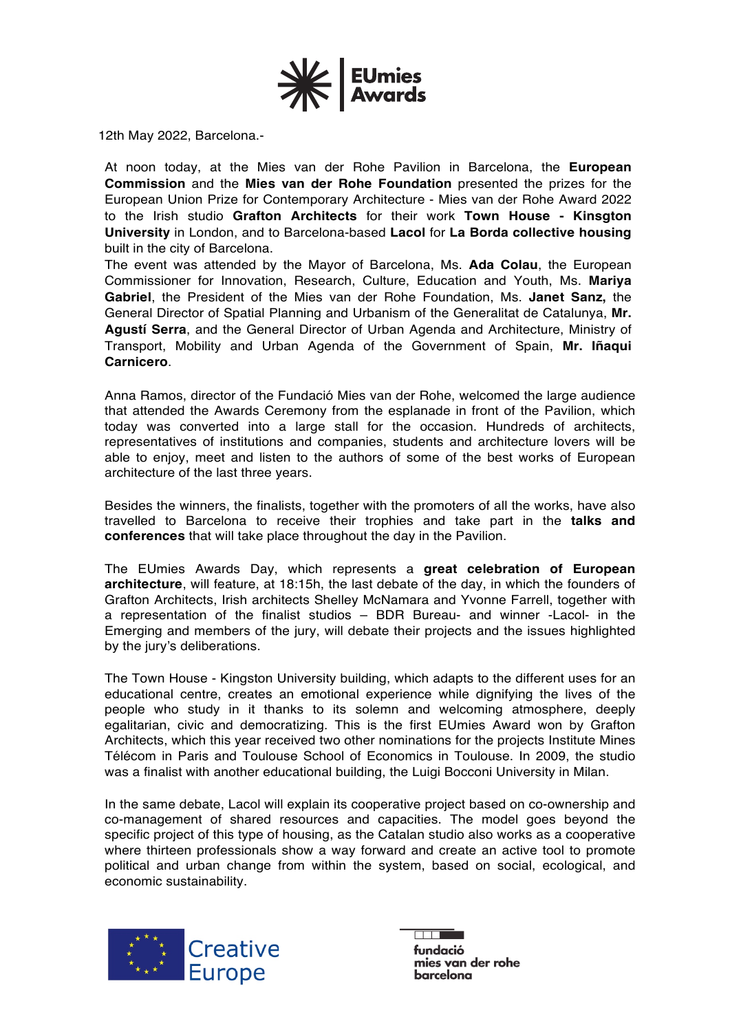12th May 2022, Barcelona.-

At noon today, at the Mies van der Rohe Pavilion in Barcelona, the **European Commission** and the **Mies van der Rohe Foundation** presented the prizes for the European Union Prize for Contemporary Architecture - Mies van der Rohe Award 2022 to the Irish studio **Grafton Architects** for their work **Town House - Kinsgton University** in London, and to Barcelona-based **Lacol** for **La Borda collective housing** built in the city of Barcelona.

The event was attended by the Mayor of Barcelona, Ms. **Ada Colau**, the European Commissioner for Innovation, Research, Culture, Education and Youth, Ms. **Mariya Gabriel**, the President of the Mies van der Rohe Foundation, Ms. **Janet Sanz,** the General Director of Spatial Planning and Urbanism of the Generalitat de Catalunya, **Mr. Agustí Serra**, and the General Director of Urban Agenda and Architecture, Ministry of Transport, Mobility and Urban Agenda of the Government of Spain, **Mr. Iñaqui Carnicero**.

Anna Ramos, director of the Fundació Mies van der Rohe, welcomed the large audience that attended the Awards Ceremony from the esplanade in front of the Pavilion, which today was converted into a large stall for the occasion. Hundreds of architects, representatives of institutions and companies, students and architecture lovers will be able to enjoy, meet and listen to the authors of some of the best works of European architecture of the last three years.

Besides the winners, the finalists, together with the promoters of all the works, have also travelled to Barcelona to receive their trophies and take part in the **talks and conferences** that will take place throughout the day in the Pavilion.

The EUmies Awards Day, which represents a **great celebration of European architecture**, will feature, at 18:15h, the last debate of the day, in which the founders of Grafton Architects, Irish architects Shelley McNamara and Yvonne Farrell, together with a representation of the finalist studios – BDR Bureau- and winner -Lacol- in the Emerging and members of the jury, will debate their projects and the issues highlighted by the jury's deliberations.

The Town House - Kingston University building, which adapts to the different uses for an educational centre, creates an emotional experience while dignifying the lives of the people who study in it thanks to its solemn and welcoming atmosphere, deeply egalitarian, civic and democratizing. This is the first EUmies Award won by Grafton Architects, which this year received two other nominations for the projects Institute Mines Télécom in Paris and Toulouse School of Economics in Toulouse. In 2009, the studio was a finalist with another educational building, the Luigi Bocconi University in Milan.

In the same debate, Lacol will explain its cooperative project based on co-ownership and co-management of shared resources and capacities. The model goes beyond the specific project of this type of housing, as the Catalan studio also works as a cooperative where thirteen professionals show a way forward and create an active tool to promote political and urban change from within the system, based on social, ecological, and economic sustainability.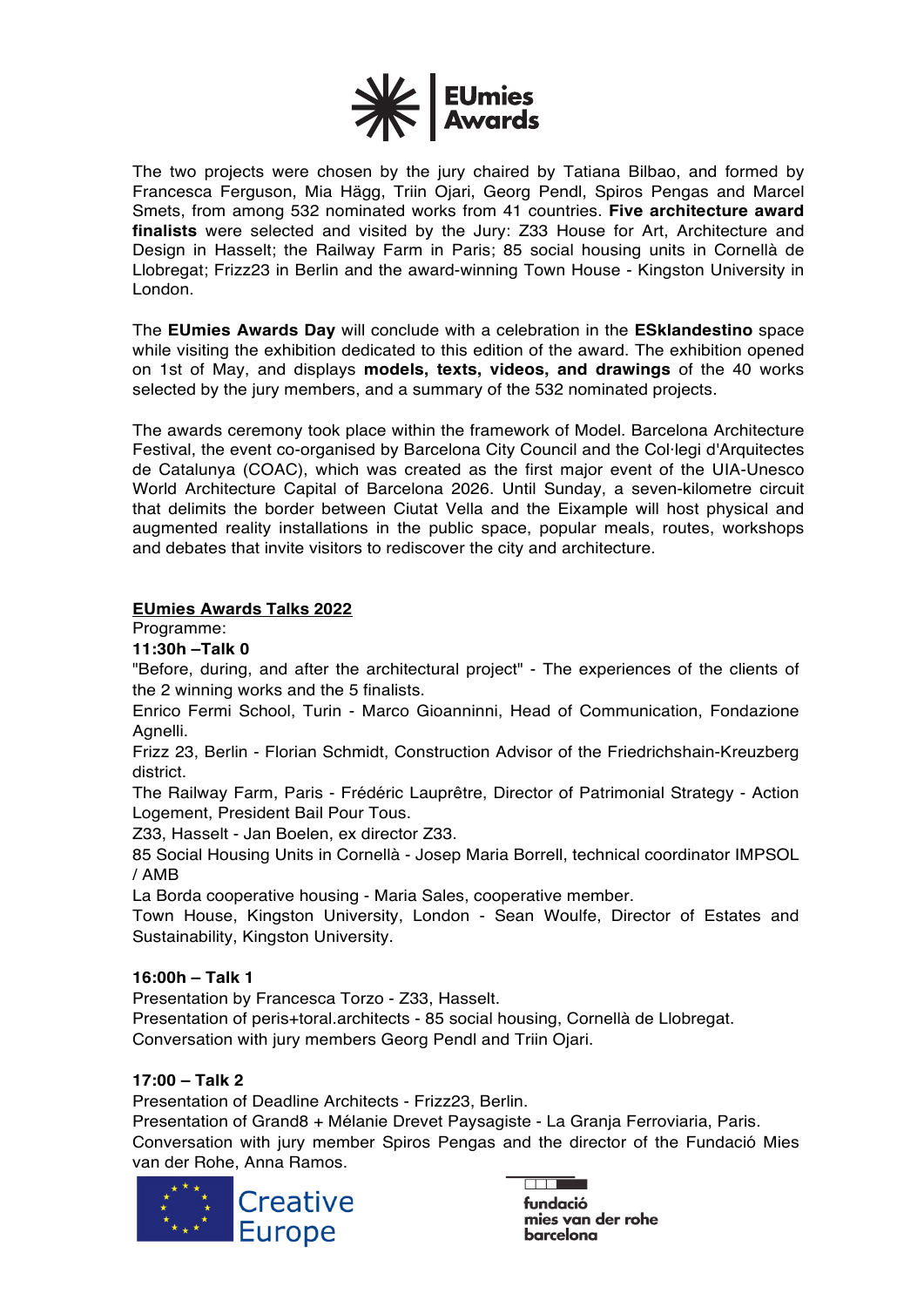The two projects were chosen by the jury chaired by Tatiana Bilbao, and formed by Francesca Ferguson, Mia Hägg, Triin Ojari, Georg Pendl, Spiros Pengas and Marcel Smets, from among 532 nominated works from 41 countries. **Five architecture award finalists** were selected and visited by the Jury: Z33 House for Art, Architecture and Design in Hasselt; the Railway Farm in Paris; 85 social housing units in Cornellà de Llobregat; Frizz23 in Berlin and the award-winning Town House - Kingston University in London.

The **EUmies Awards Day** will conclude with a celebration in the **ESklandestino** space while visiting the exhibition dedicated to this edition of the award. The exhibition opened on 1st of May, and displays **models, texts, videos, and drawings** of the 40 works selected by the jury members, and a summary of the 532 nominated projects.

The awards ceremony took place within the framework of Model. Barcelona Architecture Festival, the event co-organised by Barcelona City Council and the Col·legi d'Arquitectes de Catalunya (COAC), which was created as the first major event of the UIA-Unesco World Architecture Capital of Barcelona 2026. Until Sunday, a seven-kilometre circuit that delimits the border between Ciutat Vella and the Eixample will host physical and augmented reality installations in the public space, popular meals, routes, workshops and debates that invite visitors to rediscover the city and architecture.

**EUmies Awards Talks 2022**

Programme:

**11:30h –Talk 0**

"Before, during, and after the architectural project" - The experiences of the clients of the 2 winning works and the 5 finalists.

Enrico Fermi School, Turin - Marco Gioanninni, Head of Communication, Fondazione Agnelli.

Frizz 23, Berlin - Florian Schmidt, Construction Advisor of the Friedrichshain-Kreuzberg district.

The Railway Farm, Paris - Frédéric Lauprêtre, Director of Patrimonial Strategy - Action Logement, President Bail Pour Tous.

Z33, Hasselt - Jan Boelen, ex director Z33.

85 Social Housing Units in Cornellà - Josep Maria Borrell, technical coordinator IMPSOL / AMB

La Borda cooperative housing - Maria Sales, cooperative member.

Town House, Kingston University, London - Sean Woulfe, Director of Estates and Sustainability, Kingston University.

**16:00h – Talk 1**

Presentation by Francesca Torzo - Z33, Hasselt.

Presentation of peris+toral.architects - 85 social housing, Cornellà de Llobregat.

Conversation with jury members Georg Pendl and Triin Ojari.

**17:00 – Talk 2**

Presentation of Deadline Architects - Frizz23, Berlin.

Presentation of Grand8 + Mélanie Drevet Paysagiste - La Granja Ferroviaria, Paris.

Conversation with jury member Spiros Pengas and the director of the Fundació Mies van der Rohe, Anna Ramos.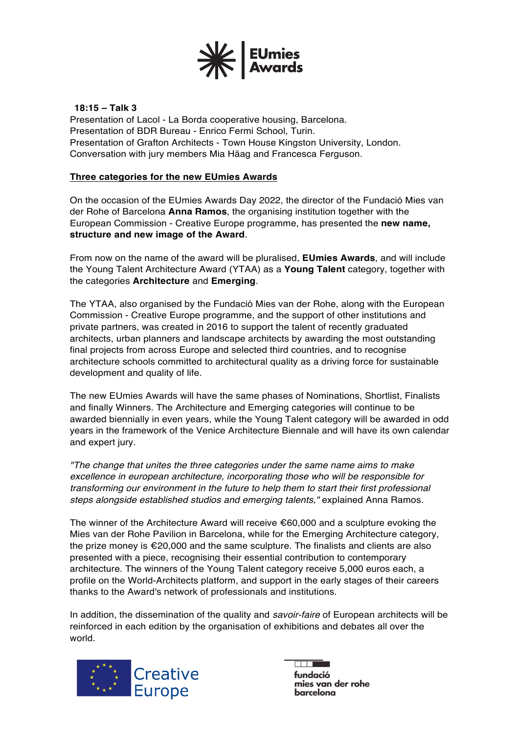**18:15 – Talk 3**
Presentation of Lacol - La Borda cooperative housing, Barcelona.
Presentation of BDR Bureau - Enrico Fermi School, Turin.
Presentation of Grafton Architects - Town House Kingston University, London.
Conversation with jury members Mia Häag and Francesca Ferguson.

## Three categories for the new EUmies Awards

On the occasion of the EUmies Awards Day 2022, the director of the Fundació Mies van der Rohe of Barcelona **Anna Ramos**, the organising institution together with the European Commission - Creative Europe programme, has presented the **new name, structure and new image of the Award**.

From now on the name of the award will be pluralised, **EUmies Awards**, and will include the Young Talent Architecture Award (YTAA) as a **Young Talent** category, together with the categories **Architecture** and **Emerging**.

The YTAA, also organised by the Fundació Mies van der Rohe, along with the European Commission - Creative Europe programme, and the support of other institutions and private partners, was created in 2016 to support the talent of recently graduated architects, urban planners and landscape architects by awarding the most outstanding final projects from across Europe and selected third countries, and to recognise architecture schools committed to architectural quality as a driving force for sustainable development and quality of life.

The new EUmies Awards will have the same phases of Nominations, Shortlist, Finalists and finally Winners. The Architecture and Emerging categories will continue to be awarded biennially in even years, while the Young Talent category will be awarded in odd years in the framework of the Venice Architecture Biennale and will have its own calendar and expert jury.

*"The change that unites the three categories under the same name aims to make excellence in european architecture, incorporating those who will be responsible for transforming our environment in the future to help them to start their first professional steps alongside established studios and emerging talents,"* explained Anna Ramos.

The winner of the Architecture Award will receive €60,000 and a sculpture evoking the Mies van der Rohe Pavilion in Barcelona, while for the Emerging Architecture category, the prize money is €20,000 and the same sculpture. The finalists and clients are also presented with a piece, recognising their essential contribution to contemporary architecture. The winners of the Young Talent category receive 5,000 euros each, a profile on the World-Architects platform, and support in the early stages of their careers thanks to the Award's network of professionals and institutions.

In addition, the dissemination of the quality and *savoir-faire* of European architects will be reinforced in each edition by the organisation of exhibitions and debates all over the world.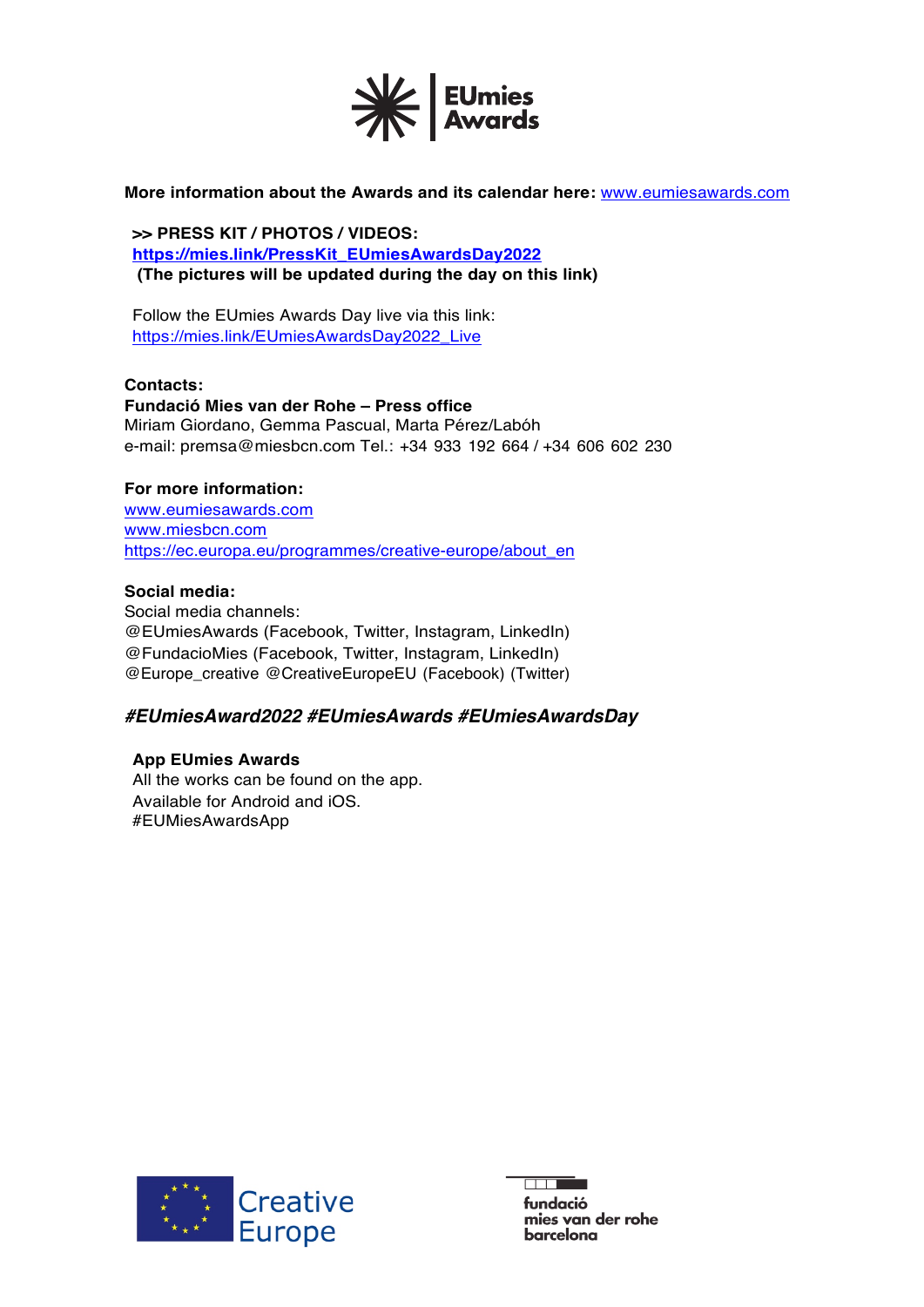**More information about the Awards and its calendar here:** www.eumiesawards.com

**>> PRESS KIT / PHOTOS / VIDEOS:**
**https://mies.link/PressKit_EUmiesAwardsDay2022**
**(The pictures will be updated during the day on this link)**

Follow the EUmies Awards Day live via this link:
https://mies.link/EUmiesAwardsDay2022_Live

**Contacts:**
**Fundació Mies van der Rohe – Press office**
Miriam Giordano, Gemma Pascual, Marta Pérez/Labóh
e-mail: premsa@miesbcn.com Tel.: +34 933 192 664 / +34 606 602 230

**For more information:**
www.eumiesawards.com
www.miesbcn.com
https://ec.europa.eu/programmes/creative-europe/about_en

**Social media:**
Social media channels:
@EUmiesAwards (Facebook, Twitter, Instagram, LinkedIn)
@FundacioMies (Facebook, Twitter, Instagram, LinkedIn)
@Europe_creative @CreativeEuropeEU (Facebook) (Twitter)

***#EUmiesAward2022 #EUmiesAwards #EUmiesAwardsDay***

**App EUmies Awards**
All the works can be found on the app.
Available for Android and iOS.
#EUMiesAwardsApp